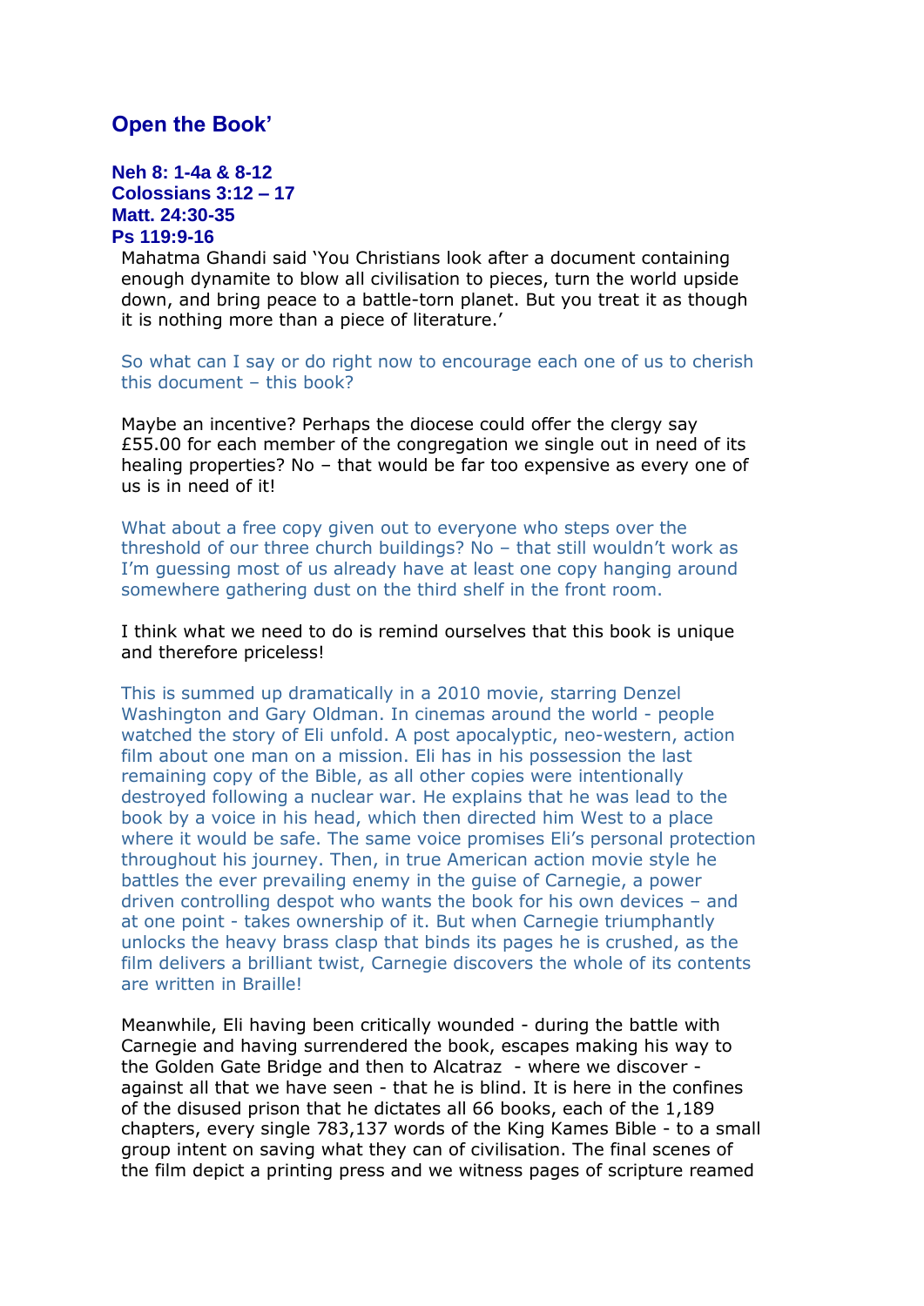## Open the Book'

**Neh 8: 1-4a & 8-12**
**Colossians 3:12 – 17**
**Matt. 24:30-35**
**Ps 119:9-16**

Mahatma Ghandi said 'You Christians look after a document containing enough dynamite to blow all civilisation to pieces, turn the world upside down, and bring peace to a battle-torn planet. But you treat it as though it is nothing more than a piece of literature.'

So what can I say or do right now to encourage each one of us to cherish this document – this book?

Maybe an incentive? Perhaps the diocese could offer the clergy say £55.00 for each member of the congregation we single out in need of its healing properties? No – that would be far too expensive as every one of us is in need of it!

What about a free copy given out to everyone who steps over the threshold of our three church buildings? No – that still wouldn't work as I'm guessing most of us already have at least one copy hanging around somewhere gathering dust on the third shelf in the front room.

I think what we need to do is remind ourselves that this book is unique and therefore priceless!

This is summed up dramatically in a 2010 movie, starring Denzel Washington and Gary Oldman. In cinemas around the world - people watched the story of Eli unfold. A post apocalyptic, neo-western, action film about one man on a mission. Eli has in his possession the last remaining copy of the Bible, as all other copies were intentionally destroyed following a nuclear war. He explains that he was lead to the book by a voice in his head, which then directed him West to a place where it would be safe. The same voice promises Eli's personal protection throughout his journey. Then, in true American action movie style he battles the ever prevailing enemy in the guise of Carnegie, a power driven controlling despot who wants the book for his own devices – and at one point - takes ownership of it. But when Carnegie triumphantly unlocks the heavy brass clasp that binds its pages he is crushed, as the film delivers a brilliant twist, Carnegie discovers the whole of its contents are written in Braille!

Meanwhile, Eli having been critically wounded - during the battle with Carnegie and having surrendered the book, escapes making his way to the Golden Gate Bridge and then to Alcatraz - where we discover - against all that we have seen - that he is blind. It is here in the confines of the disused prison that he dictates all 66 books, each of the 1,189 chapters, every single 783,137 words of the King Kames Bible - to a small group intent on saving what they can of civilisation. The final scenes of the film depict a printing press and we witness pages of scripture reamed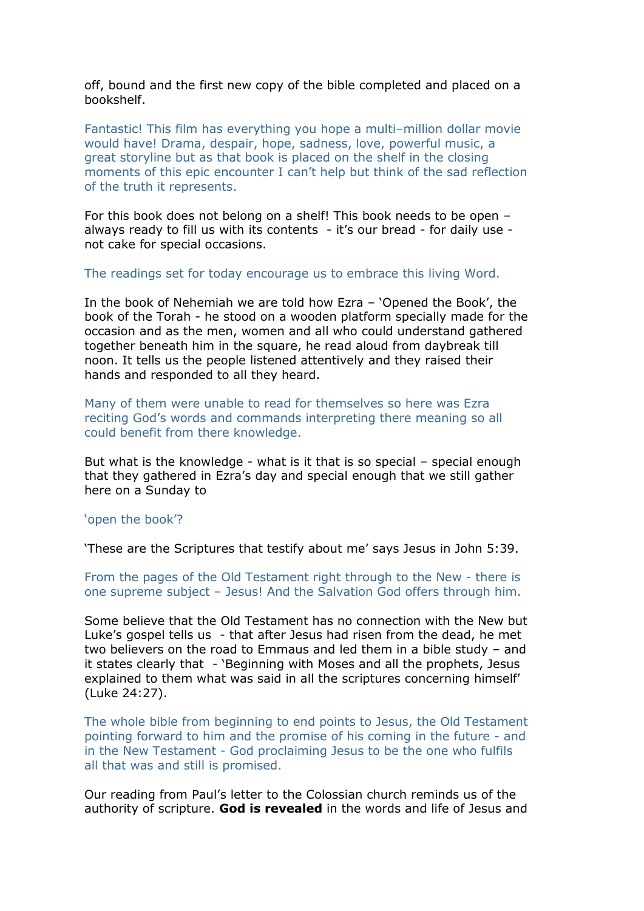off, bound and the first new copy of the bible completed and placed on a bookshelf.

Fantastic! This film has everything you hope a multi–million dollar movie would have! Drama, despair, hope, sadness, love, powerful music, a great storyline but as that book is placed on the shelf in the closing moments of this epic encounter I can't help but think of the sad reflection of the truth it represents.

For this book does not belong on a shelf! This book needs to be open – always ready to fill us with its contents - it's our bread - for daily use - not cake for special occasions.

The readings set for today encourage us to embrace this living Word.

In the book of Nehemiah we are told how Ezra – 'Opened the Book', the book of the Torah - he stood on a wooden platform specially made for the occasion and as the men, women and all who could understand gathered together beneath him in the square, he read aloud from daybreak till noon. It tells us the people listened attentively and they raised their hands and responded to all they heard.

Many of them were unable to read for themselves so here was Ezra reciting God's words and commands interpreting there meaning so all could benefit from there knowledge.

But what is the knowledge - what is it that is so special – special enough that they gathered in Ezra's day and special enough that we still gather here on a Sunday to

'open the book'?

'These are the Scriptures that testify about me' says Jesus in John 5:39.

From the pages of the Old Testament right through to the New - there is one supreme subject – Jesus! And the Salvation God offers through him.

Some believe that the Old Testament has no connection with the New but Luke's gospel tells us - that after Jesus had risen from the dead, he met two believers on the road to Emmaus and led them in a bible study – and it states clearly that - 'Beginning with Moses and all the prophets, Jesus explained to them what was said in all the scriptures concerning himself' (Luke 24:27).

The whole bible from beginning to end points to Jesus, the Old Testament pointing forward to him and the promise of his coming in the future - and in the New Testament - God proclaiming Jesus to be the one who fulfils all that was and still is promised.

Our reading from Paul's letter to the Colossian church reminds us of the authority of scripture. **God is revealed** in the words and life of Jesus and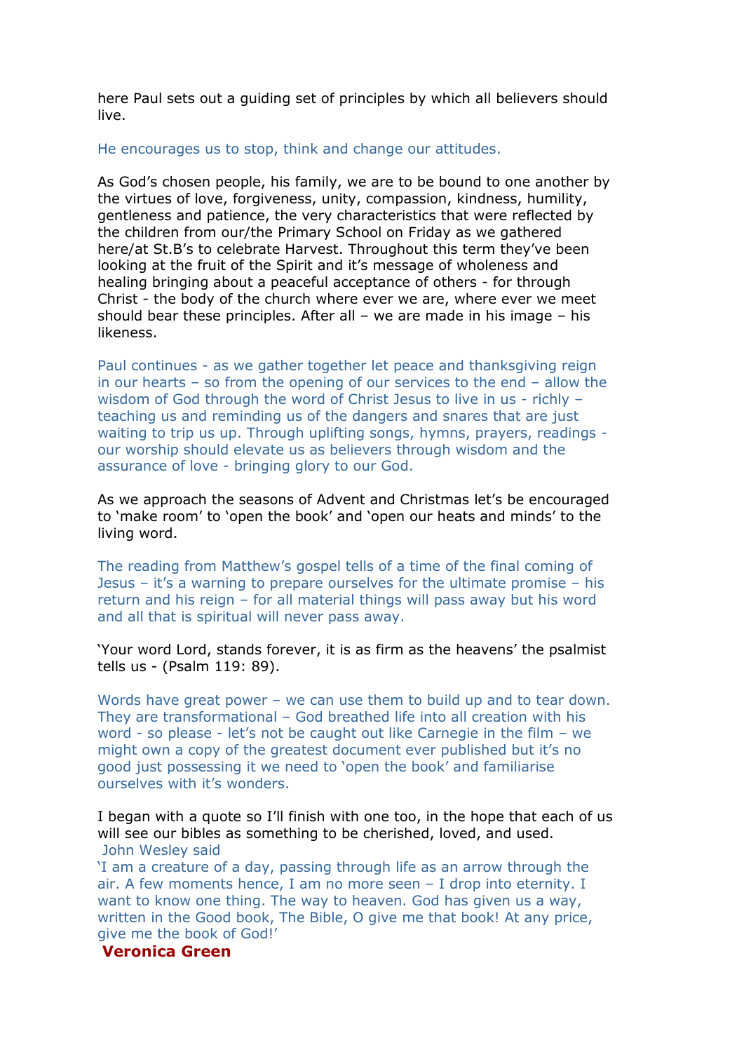here Paul sets out a guiding set of principles by which all believers should live.

He encourages us to stop, think and change our attitudes.

As God's chosen people, his family, we are to be bound to one another by the virtues of love, forgiveness, unity, compassion, kindness, humility, gentleness and patience, the very characteristics that were reflected by the children from our/the Primary School on Friday as we gathered here/at St.B's to celebrate Harvest. Throughout this term they've been looking at the fruit of the Spirit and it's message of wholeness and healing bringing about a peaceful acceptance of others - for through Christ - the body of the church where ever we are, where ever we meet should bear these principles. After all – we are made in his image – his likeness.

Paul continues - as we gather together let peace and thanksgiving reign in our hearts – so from the opening of our services to the end – allow the wisdom of God through the word of Christ Jesus to live in us - richly – teaching us and reminding us of the dangers and snares that are just waiting to trip us up. Through uplifting songs, hymns, prayers, readings - our worship should elevate us as believers through wisdom and the assurance of love - bringing glory to our God.

As we approach the seasons of Advent and Christmas let's be encouraged to 'make room' to 'open the book' and 'open our heats and minds' to the living word.

The reading from Matthew's gospel tells of a time of the final coming of Jesus – it's a warning to prepare ourselves for the ultimate promise – his return and his reign – for all material things will pass away but his word and all that is spiritual will never pass away.

'Your word Lord, stands forever, it is as firm as the heavens' the psalmist tells us - (Psalm 119: 89).

Words have great power – we can use them to build up and to tear down. They are transformational – God breathed life into all creation with his word - so please - let's not be caught out like Carnegie in the film – we might own a copy of the greatest document ever published but it's no good just possessing it we need to 'open the book' and familiarise ourselves with it's wonders.

I began with a quote so I'll finish with one too, in the hope that each of us will see our bibles as something to be cherished, loved, and used.
John Wesley said
'I am a creature of a day, passing through life as an arrow through the air. A few moments hence, I am no more seen – I drop into eternity. I want to know one thing. The way to heaven. God has given us a way, written in the Good book, The Bible, O give me that book! At any price, give me the book of God!'

**Veronica Green**